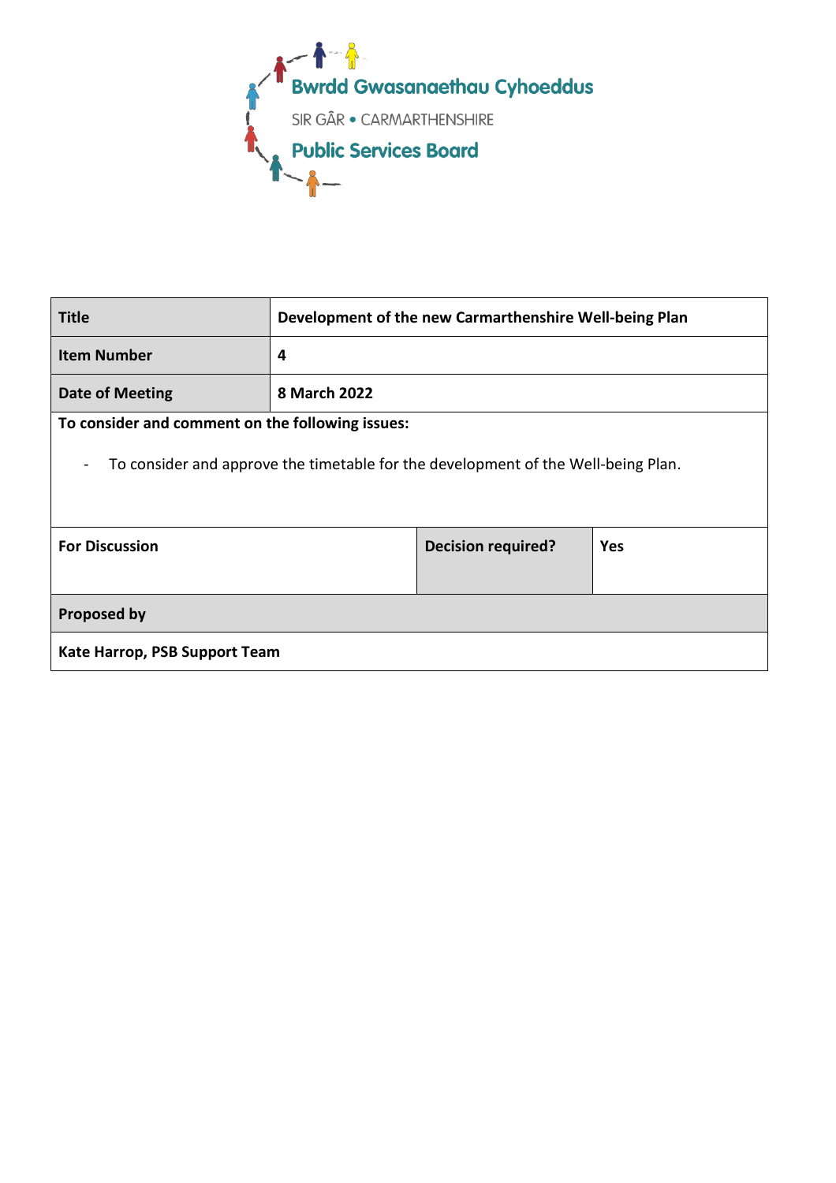Bwrdd Gwasanaethau Cyhoeddus

SIR GÂR • CARMARTHENSHIRE

Public Services Board

| | | | |
|---|---|---|---|
| **Title** | **Development of the new Carmarthenshire Well-being Plan** | | |
| **Item Number** | **4** | | |
| **Date of Meeting** | **8 March 2022** | | |
| **To consider and comment on the following issues:**<br><br>- To consider and approve the timetable for the development of the Well-being Plan. | | | |
| **For Discussion** | | **Decision required?** | **Yes** |
| **Proposed by** | | | |
| **Kate Harrop, PSB Support Team** | | | |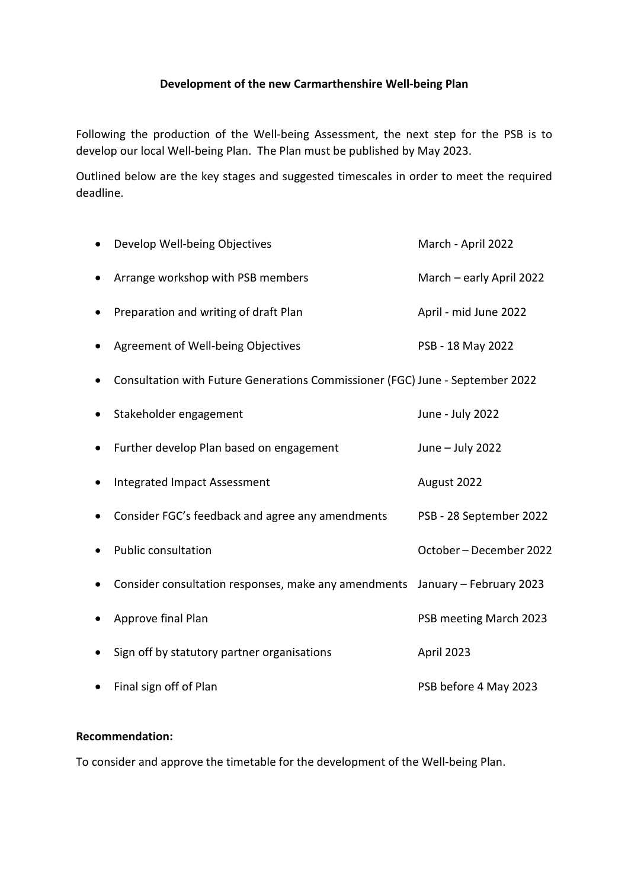**Development of the new Carmarthenshire Well-being Plan**

Following the production of the Well-being Assessment, the next step for the PSB is to develop our local Well-being Plan. The Plan must be published by May 2023.

Outlined below are the key stages and suggested timescales in order to meet the required deadline.

| | |
|---|---|
| • Develop Well-being Objectives | March - April 2022 |
| • Arrange workshop with PSB members | March – early April 2022 |
| • Preparation and writing of draft Plan | April - mid June 2022 |
| • Agreement of Well-being Objectives | PSB - 18 May 2022 |
| • Consultation with Future Generations Commissioner (FGC) | June - September 2022 |
| • Stakeholder engagement | June - July 2022 |
| • Further develop Plan based on engagement | June – July 2022 |
| • Integrated Impact Assessment | August 2022 |
| • Consider FGC's feedback and agree any amendments | PSB - 28 September 2022 |
| • Public consultation | October – December 2022 |
| • Consider consultation responses, make any amendments | January – February 2023 |
| • Approve final Plan | PSB meeting March 2023 |
| • Sign off by statutory partner organisations | April 2023 |
| • Final sign off of Plan | PSB before 4 May 2023 |

**Recommendation:**

To consider and approve the timetable for the development of the Well-being Plan.